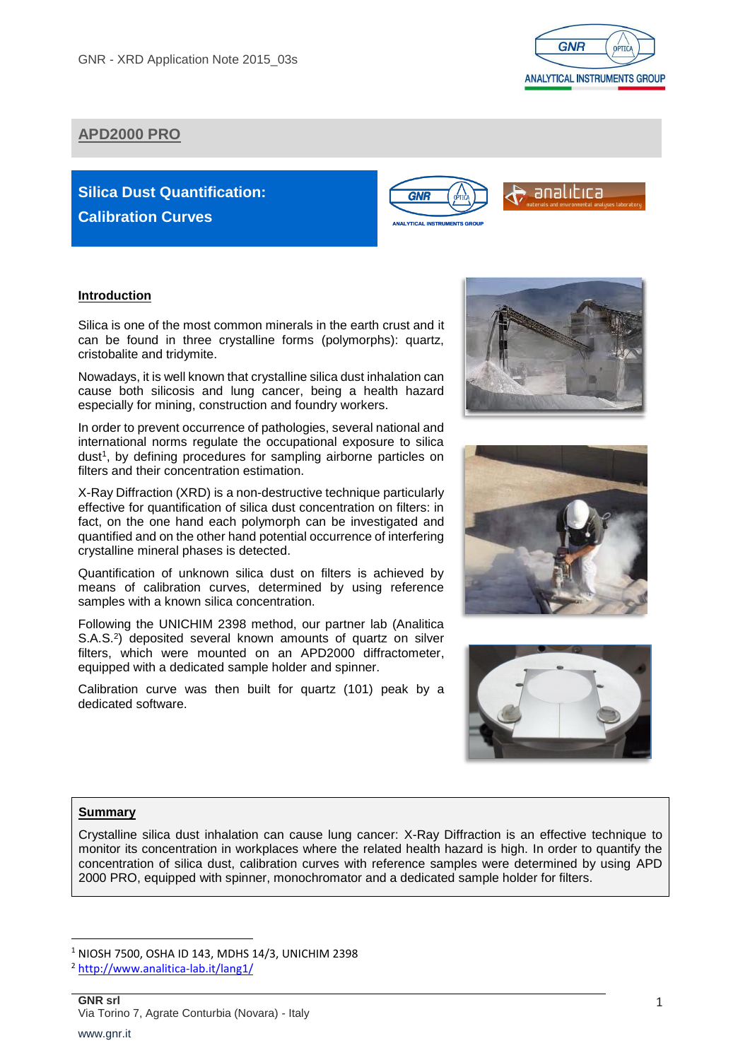## APD2000 PRO

# Silica Dust Quantification: Calibration Curves

### Introduction

Silica is one of the most common minerals in the earth crust and it can be found in three crystalline forms (polymorphs): quartz, cristobalite and tridymite.

Nowadays, it is well known that crystalline silica dust inhalation can cause both silicosis and lung cancer, being a health hazard especially for mining, construction and foundry workers.

In order to prevent occurrence of pathologies, several national and international norms regulate the occupational exposure to silica dust[1], by defining procedures for sampling airborne particles on filters and their concentration estimation.

X-Ray Diffraction (XRD) is a non-destructive technique particularly effective for quantification of silica dust concentration on filters: in fact, on the one hand each polymorph can be investigated and quantified and on the other hand potential occurrence of interfering crystalline mineral phases is detected.

Quantification of unknown silica dust on filters is achieved by means of calibration curves, determined by using reference samples with a known silica concentration.

Following the UNICHIM 2398 method, our partner lab (Analitica S.A.S.[2]) deposited several known amounts of quartz on silver filters, which were mounted on an APD2000 diffractometer, equipped with a dedicated sample holder and spinner.

Calibration curve was then built for quartz (101) peak by a dedicated software.

### Summary

Crystalline silica dust inhalation can cause lung cancer: X-Ray Diffraction is an effective technique to monitor its concentration in workplaces where the related health hazard is high. In order to quantify the concentration of silica dust, calibration curves with reference samples were determined by using APD 2000 PRO, equipped with spinner, monochromator and a dedicated sample holder for filters.

---

[1] NIOSH 7500, OSHA ID 143, MDHS 14/3, UNICHIM 2398

[2] http://www.analitica-lab.it/lang1/

**GNR srl**
Via Torino 7, Agrate Conturbia (Novara) - Italy

www.gnr.it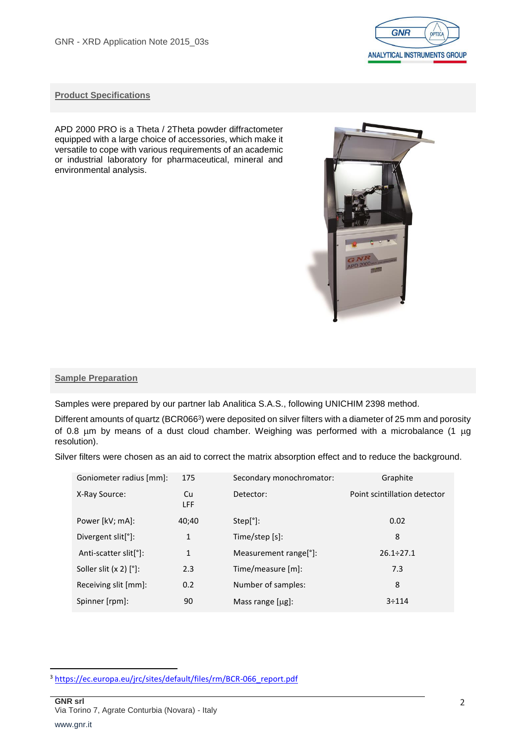## Product Specifications

APD 2000 PRO is a Theta / 2Theta powder diffractometer equipped with a large choice of accessories, which make it versatile to cope with various requirements of an academic or industrial laboratory for pharmaceutical, mineral and environmental analysis.

## Sample Preparation

Samples were prepared by our partner lab Analitica S.A.S., following UNICHIM 2398 method.

Different amounts of quartz (BCR066[3]) were deposited on silver filters with a diameter of 25 mm and porosity of 0.8 µm by means of a dust cloud chamber. Weighing was performed with a microbalance (1 µg resolution).

Silver filters were chosen as an aid to correct the matrix absorption effect and to reduce the background.

| | | | |
|---|---|---|---|
| Goniometer radius [mm]: | 175 | Secondary monochromator: | Graphite |
| X-Ray Source: | Cu LFF | Detector: | Point scintillation detector |
| Power [kV; mA]: | 40;40 | Step[°]: | 0.02 |
| Divergent slit[°]: | 1 | Time/step [s]: | 8 |
| Anti-scatter slit[°]: | 1 | Measurement range[°]: | 26.1÷27.1 |
| Soller slit (x 2) [°]: | 2.3 | Time/measure [m]: | 7.3 |
| Receiving slit [mm]: | 0.2 | Number of samples: | 8 |
| Spinner [rpm]: | 90 | Mass range [µg]: | 3÷114 |

[3] https://ec.europa.eu/jrc/sites/default/files/rm/BCR-066_report.pdf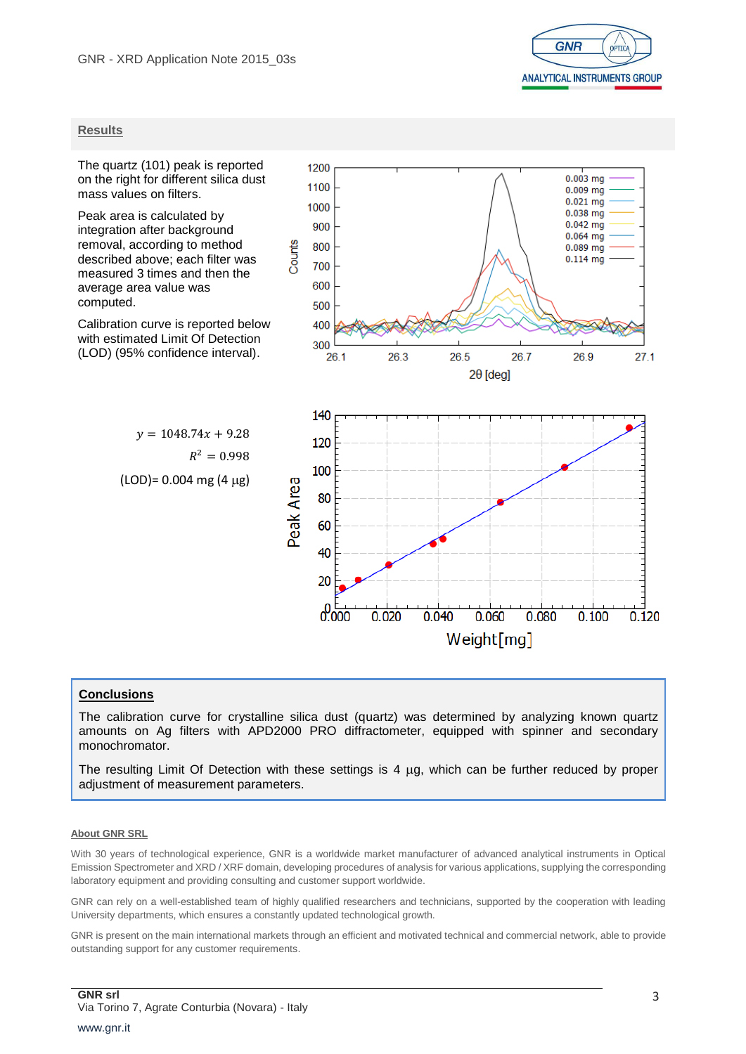## Results

The quartz (101) peak is reported on the right for different silica dust mass values on filters.

Peak area is calculated by integration after background removal, according to method described above; each filter was measured 3 times and then the average area value was computed.

Calibration curve is reported below with estimated Limit Of Detection (LOD) (95% confidence interval).

1200
1100
1000
900
800
700
600
500
400
300
Counts
26.1
26.3
26.5
26.7
26.9
27.1
2θ [deg]
0.003 mg
0.009 mg
0.021 mg
0.038 mg
0.042 mg
0.064 mg
0.089 mg
0.114 mg

$$y = 1048.74x + 9.28$$

$$R^2 = 0.998$$

(LOD)= 0.004 mg (4 μg)

140
120
100
80
60
40
20
0
Peak Area
0.000
0.020
0.040
0.060
0.080
0.100
0.120
Weight[mg]

## Conclusions

The calibration curve for crystalline silica dust (quartz) was determined by analyzing known quartz amounts on Ag filters with APD2000 PRO diffractometer, equipped with spinner and secondary monochromator.

The resulting Limit Of Detection with these settings is 4 μg, which can be further reduced by proper adjustment of measurement parameters.

### About GNR SRL

With 30 years of technological experience, GNR is a worldwide market manufacturer of advanced analytical instruments in Optical Emission Spectrometer and XRD / XRF domain, developing procedures of analysis for various applications, supplying the corresponding laboratory equipment and providing consulting and customer support worldwide.

GNR can rely on a well-established team of highly qualified researchers and technicians, supported by the cooperation with leading University departments, which ensures a constantly updated technological growth.

GNR is present on the main international markets through an efficient and motivated technical and commercial network, able to provide outstanding support for any customer requirements.

**GNR srl**
Via Torino 7, Agrate Conturbia (Novara) - Italy

www.gnr.it